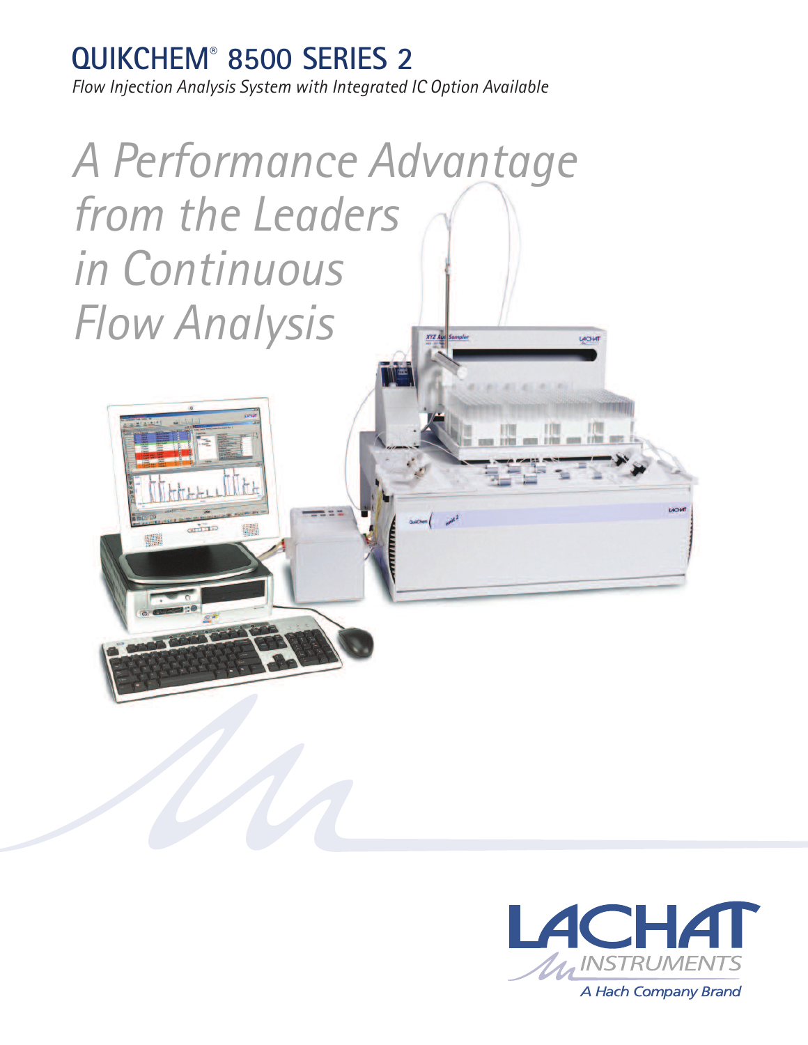# QUIKCHEM® 8500 SERIES 2

*Flow Injection Analysis System with Integrated IC Option Available*

## *A Performance Advantage from the Leaders in Continuous Flow Analysis*

LACHAT INSTRUMENTS

*A Hach Company Brand*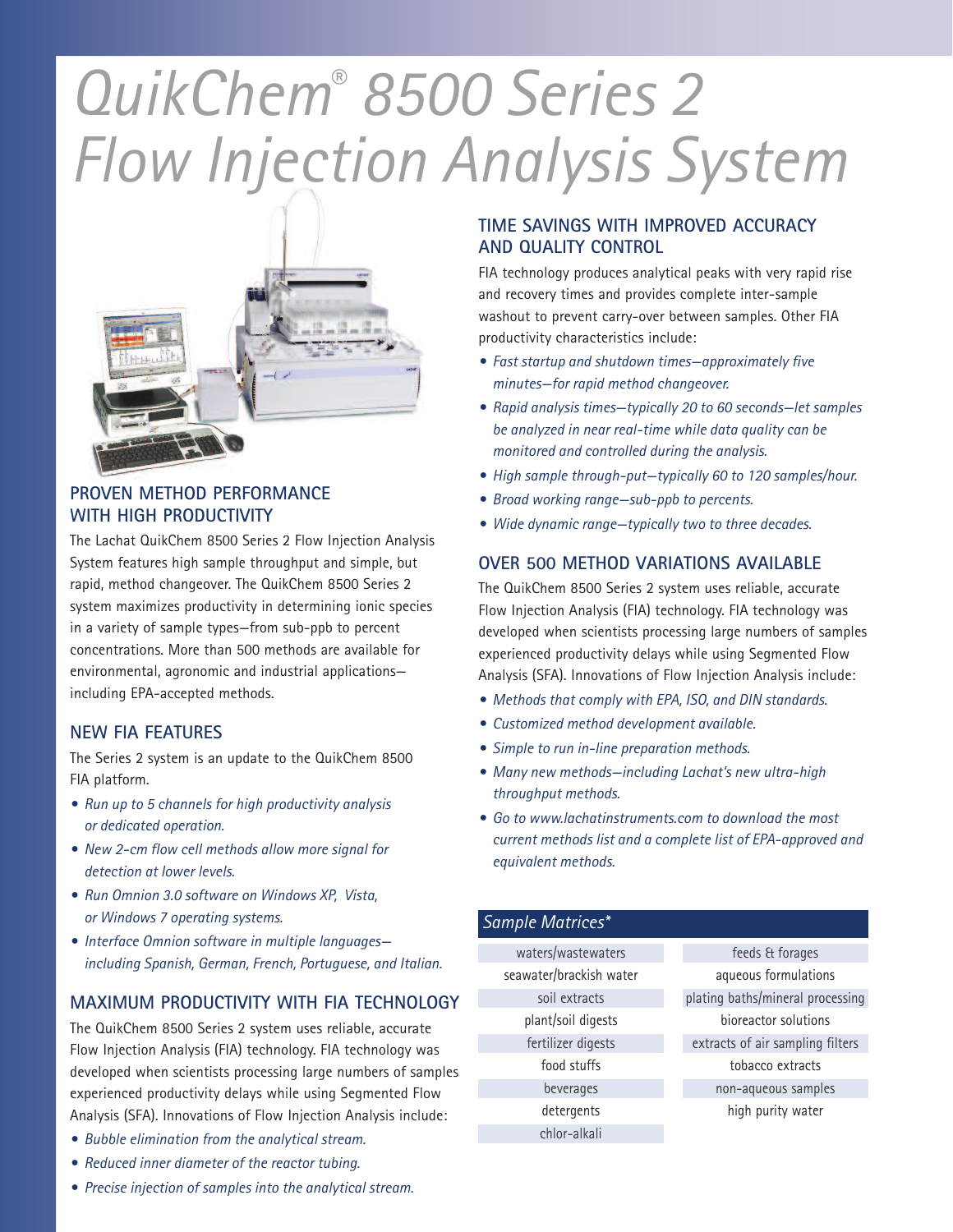# QuikChem® 8500 Series 2 Flow Injection Analysis System

## PROVEN METHOD PERFORMANCE WITH HIGH PRODUCTIVITY

The Lachat QuikChem 8500 Series 2 Flow Injection Analysis System features high sample throughput and simple, but rapid, method changeover. The QuikChem 8500 Series 2 system maximizes productivity in determining ionic species in a variety of sample types—from sub-ppb to percent concentrations. More than 500 methods are available for environmental, agronomic and industrial applications—including EPA-accepted methods.

## NEW FIA FEATURES

The Series 2 system is an update to the QuikChem 8500 FIA platform.

- *Run up to 5 channels for high productivity analysis or dedicated operation.*
- *New 2-cm flow cell methods allow more signal for detection at lower levels.*
- *Run Omnion 3.0 software on Windows XP, Vista, or Windows 7 operating systems.*
- *Interface Omnion software in multiple languages—including Spanish, German, French, Portuguese, and Italian.*

## MAXIMUM PRODUCTIVITY WITH FIA TECHNOLOGY

The QuikChem 8500 Series 2 system uses reliable, accurate Flow Injection Analysis (FIA) technology. FIA technology was developed when scientists processing large numbers of samples experienced productivity delays while using Segmented Flow Analysis (SFA). Innovations of Flow Injection Analysis include:

- *Bubble elimination from the analytical stream.*
- *Reduced inner diameter of the reactor tubing.*
- *Precise injection of samples into the analytical stream.*

## TIME SAVINGS WITH IMPROVED ACCURACY AND QUALITY CONTROL

FIA technology produces analytical peaks with very rapid rise and recovery times and provides complete inter-sample washout to prevent carry-over between samples. Other FIA productivity characteristics include:

- *Fast startup and shutdown times—approximately five minutes—for rapid method changeover.*
- *Rapid analysis times—typically 20 to 60 seconds—let samples be analyzed in near real-time while data quality can be monitored and controlled during the analysis.*
- *High sample through-put—typically 60 to 120 samples/hour.*
- *Broad working range—sub-ppb to percents.*
- *Wide dynamic range—typically two to three decades.*

## OVER 500 METHOD VARIATIONS AVAILABLE

The QuikChem 8500 Series 2 system uses reliable, accurate Flow Injection Analysis (FIA) technology. FIA technology was developed when scientists processing large numbers of samples experienced productivity delays while using Segmented Flow Analysis (SFA). Innovations of Flow Injection Analysis include:

- *Methods that comply with EPA, ISO, and DIN standards.*
- *Customized method development available.*
- *Simple to run in-line preparation methods.*
- *Many new methods—including Lachat's new ultra-high throughput methods.*
- *Go to www.lachatinstruments.com to download the most current methods list and a complete list of EPA-approved and equivalent methods.*

| *Sample Matrices** | |
|---|---|
| waters/wastewaters | feeds & forages |
| seawater/brackish water | aqueous formulations |
| soil extracts | plating baths/mineral processing |
| plant/soil digests | bioreactor solutions |
| fertilizer digests | extracts of air sampling filters |
| food stuffs | tobacco extracts |
| beverages | non-aqueous samples |
| detergents | high purity water |
| chlor-alkali | |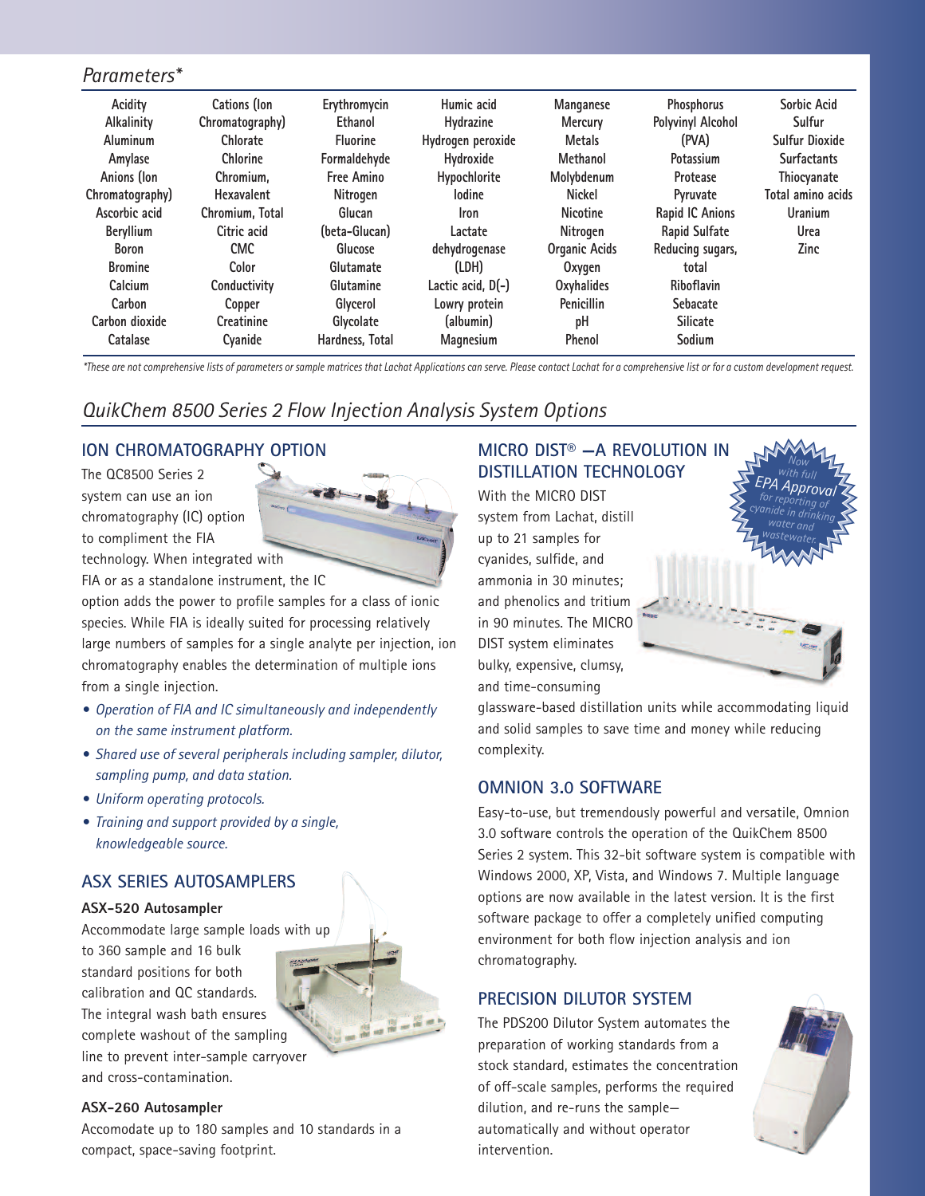## *Parameters**

| | | | | | | |
|---|---|---|---|---|---|---|
| Acidity | Cations (Ion Chromatography) | Erythromycin | Humic acid | Manganese | Phosphorus | Sorbic Acid |
| Alkalinity | Chlorate | Ethanol | Hydrazine | Mercury | Polyvinyl Alcohol (PVA) | Sulfur |
| Aluminum | Chlorine | Fluorine | Hydrogen peroxide | Metals | Potassium | Sulfur Dioxide |
| Amylase | Chromium, Hexavalent | Formaldehyde | Hydroxide | Methanol | Protease | Surfactants |
| Anions (Ion Chromatography) | Chromium, Total | Free Amino Nitrogen | Hypochlorite | Molybdenum | Pyruvate | Thiocyanate |
| Ascorbic acid | Citric acid | Glucan (beta-Glucan) | Iodine | Nickel | Rapid IC Anions | Total amino acids |
| Beryllium | CMC | Glucose | Iron | Nicotine | Rapid Sulfate | Uranium |
| Boron | Color | Glutamate | Lactate dehydrogenase (LDH) | Nitrogen | Reducing sugars, total | Urea |
| Bromine | Conductivity | Glutamine | Lactic acid, D(-) | Organic Acids | Riboflavin | Zinc |
| Calcium | Copper | Glycerol | Lowry protein (albumin) | Oxygen | Sebacate | |
| Carbon | Creatinine | Glycolate | Magnesium | Oxyhalides | Silicate | |
| Carbon dioxide | Cyanide | Hardness, Total | | Penicillin | Sodium | |
| Catalase | | | | pH | | |
| | | | | Phenol | | |

*These are not comprehensive lists of parameters or sample matrices that Lachat Applications can serve. Please contact Lachat for a comprehensive list or for a custom development request.*

## *QuikChem 8500 Series 2 Flow Injection Analysis System Options*

### ION CHROMATOGRAPHY OPTION

The QC8500 Series 2 system can use an ion chromatography (IC) option to compliment the FIA technology. When integrated with FIA or as a standalone instrument, the IC option adds the power to profile samples for a class of ionic species. While FIA is ideally suited for processing relatively large numbers of samples for a single analyte per injection, ion chromatography enables the determination of multiple ions from a single injection.

- *Operation of FIA and IC simultaneously and independently on the same instrument platform.*
- *Shared use of several peripherals including sampler, dilutor, sampling pump, and data station.*
- *Uniform operating protocols.*
- *Training and support provided by a single, knowledgeable source.*

### ASX SERIES AUTOSAMPLERS

**ASX-520 Autosampler**

Accommodate large sample loads with up to 360 sample and 16 bulk standard positions for both calibration and QC standards. The integral wash bath ensures complete washout of the sampling line to prevent inter-sample carryover and cross-contamination.

**ASX-260 Autosampler**

Accomodate up to 180 samples and 10 standards in a compact, space-saving footprint.

### MICRO DIST® —A REVOLUTION IN DISTILLATION TECHNOLOGY

*Now with full EPA Approval for reporting of cyanide in drinking water and wastewater.*

With the MICRO DIST system from Lachat, distill up to 21 samples for cyanides, sulfide, and ammonia in 30 minutes; and phenolics and tritium in 90 minutes. The MICRO DIST system eliminates bulky, expensive, clumsy, and time-consuming glassware-based distillation units while accommodating liquid and solid samples to save time and money while reducing complexity.

### OMNION 3.0 SOFTWARE

Easy-to-use, but tremendously powerful and versatile, Omnion 3.0 software controls the operation of the QuikChem 8500 Series 2 system. This 32-bit software system is compatible with Windows 2000, XP, Vista, and Windows 7. Multiple language options are now available in the latest version. It is the first software package to offer a completely unified computing environment for both flow injection analysis and ion chromatography.

### PRECISION DILUTOR SYSTEM

The PDS200 Dilutor System automates the preparation of working standards from a stock standard, estimates the concentration of off-scale samples, performs the required dilution, and re-runs the sample—automatically and without operator intervention.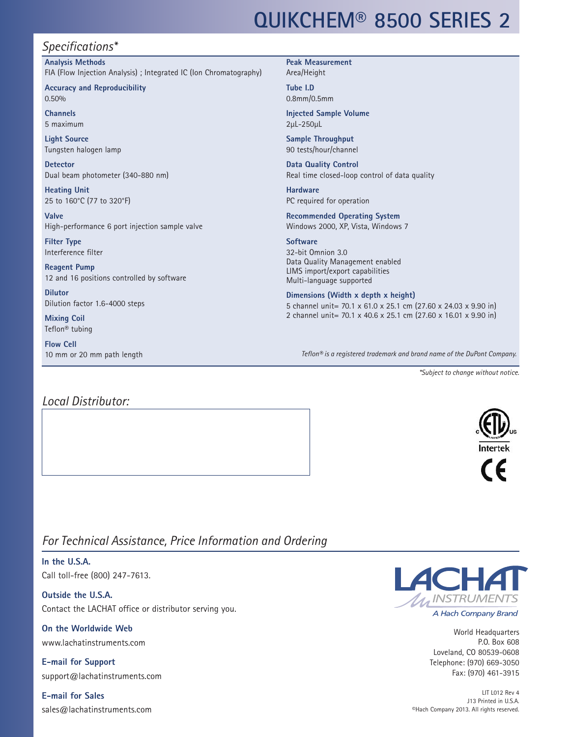# QUIKCHEM® 8500 SERIES 2

## *Specifications**

**Analysis Methods**
FIA (Flow Injection Analysis) ; Integrated IC (Ion Chromatography)

**Accuracy and Reproducibility**
0.50%

**Channels**
5 maximum

**Light Source**
Tungsten halogen lamp

**Detector**
Dual beam photometer (340-880 nm)

**Heating Unit**
25 to 160°C (77 to 320°F)

**Valve**
High-performance 6 port injection sample valve

**Filter Type**
Interference filter

**Reagent Pump**
12 and 16 positions controlled by software

**Dilutor**
Dilution factor 1.6-4000 steps

**Mixing Coil**
Teflon® tubing

**Flow Cell**
10 mm or 20 mm path length

**Peak Measurement**
Area/Height

**Tube I.D**
0.8mm/0.5mm

**Injected Sample Volume**
2µL-250µL

**Sample Throughput**
90 tests/hour/channel

**Data Quality Control**
Real time closed-loop control of data quality

**Hardware**
PC required for operation

**Recommended Operating System**
Windows 2000, XP, Vista, Windows 7

**Software**
32-bit Omnion 3.0
Data Quality Management enabled
LIMS import/export capabilities
Multi-language supported

**Dimensions (Width x depth x height)**
5 channel unit= 70.1 x 61.0 x 25.1 cm (27.60 x 24.03 x 9.90 in)
2 channel unit= 70.1 x 40.6 x 25.1 cm (27.60 x 16.01 x 9.90 in)

*Teflon® is a registered trademark and brand name of the DuPont Company.*

**Subject to change without notice.*

## *Local Distributor:*

Intertek

## *For Technical Assistance, Price Information and Ordering*

**In the U.S.A.**
Call toll-free (800) 247-7613.

**Outside the U.S.A.**
Contact the LACHAT office or distributor serving you.

**On the Worldwide Web**
www.lachatinstruments.com

**E-mail for Support**
support@lachatinstruments.com

**E-mail for Sales**
sales@lachatinstruments.com

LACHAT INSTRUMENTS
*A Hach Company Brand*

World Headquarters
P.O. Box 608
Loveland, CO 80539-0608
Telephone: (970) 669-3050
Fax: (970) 461-3915

LIT L012 Rev 4
J13 Printed in U.S.A.
©Hach Company 2013. All rights reserved.